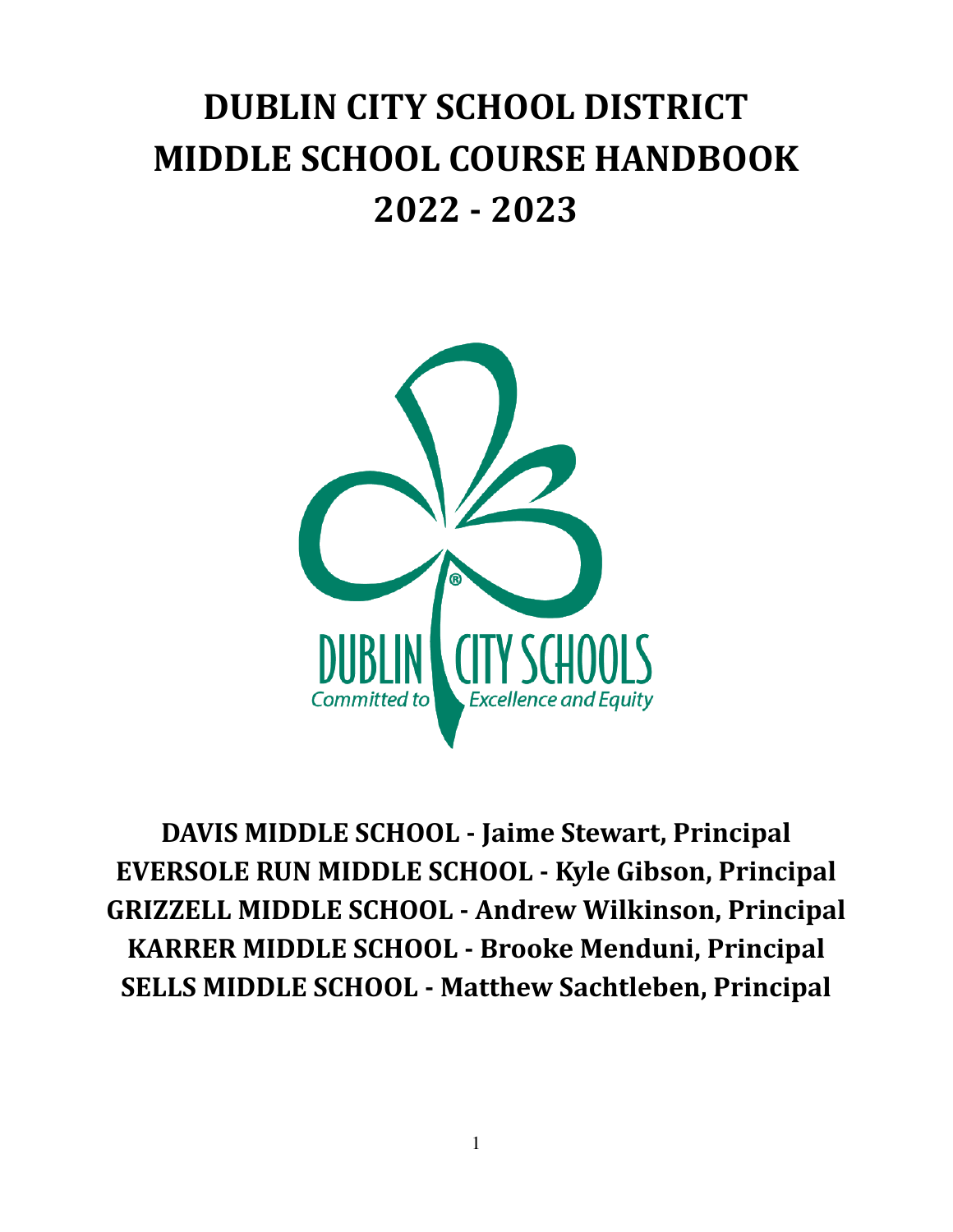# DUBLIN CITY SCHOOL DISTRICT
# MIDDLE SCHOOL COURSE HANDBOOK
# 2022 - 2023

DUBLIN CITY SCHOOLS
*Committed to Excellence and Equity*

**DAVIS MIDDLE SCHOOL - Jaime Stewart, Principal**
**EVERSOLE RUN MIDDLE SCHOOL - Kyle Gibson, Principal**
**GRIZZELL MIDDLE SCHOOL - Andrew Wilkinson, Principal**
**KARRER MIDDLE SCHOOL - Brooke Menduni, Principal**
**SELLS MIDDLE SCHOOL - Matthew Sachtleben, Principal**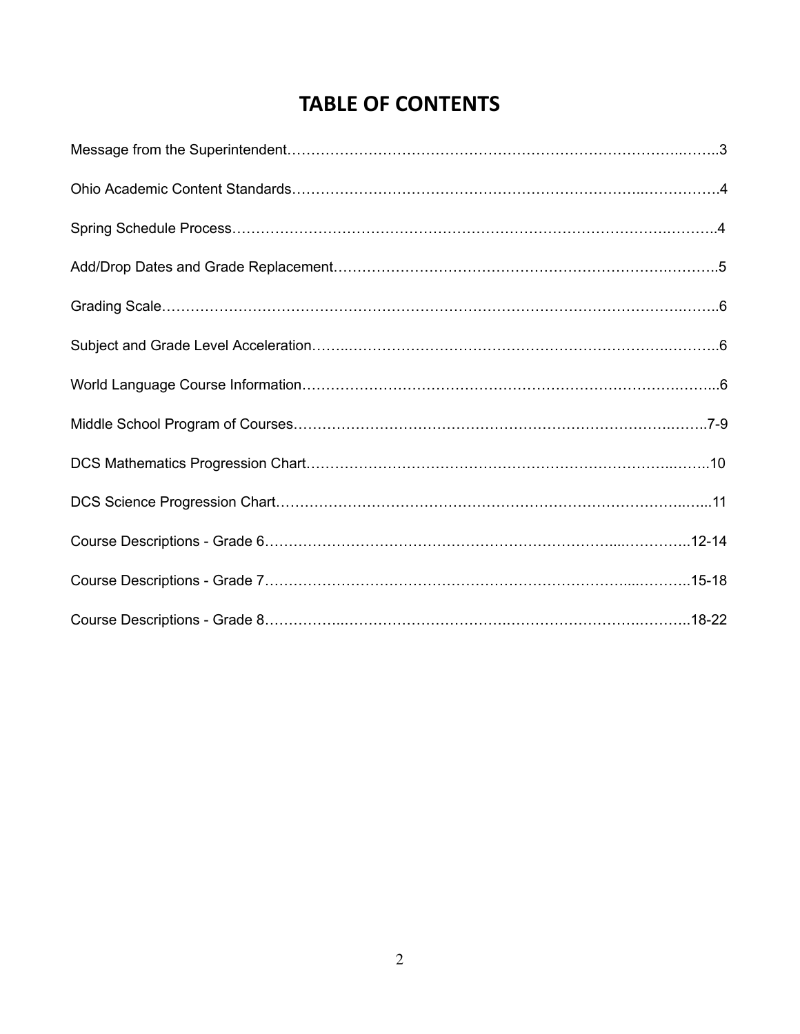# TABLE OF CONTENTS

Message from the Superintendent……………………………………………………………………………………..3

Ohio Academic Content Standards………………………………………………………………………………4

Spring Schedule Process………………………………………………………………………………………4

Add/Drop Dates and Grade Replacement………………………………………………………………………5

Grading Scale…………………………………………………………………………………………………6

Subject and Grade Level Acceleration……………………………………………………………………6

World Language Course Information…………………………………………………………………………6

Middle School Program of Courses…………………………………………………………………………7-9

DCS Mathematics Progression Chart………………………………………………………………………10

DCS Science Progression Chart…………………………………………………………………………11

Course Descriptions - Grade 6……………………………………………………………………………12-14

Course Descriptions - Grade 7……………………………………………………………………………15-18

Course Descriptions - Grade 8……………………………………………………………………………18-22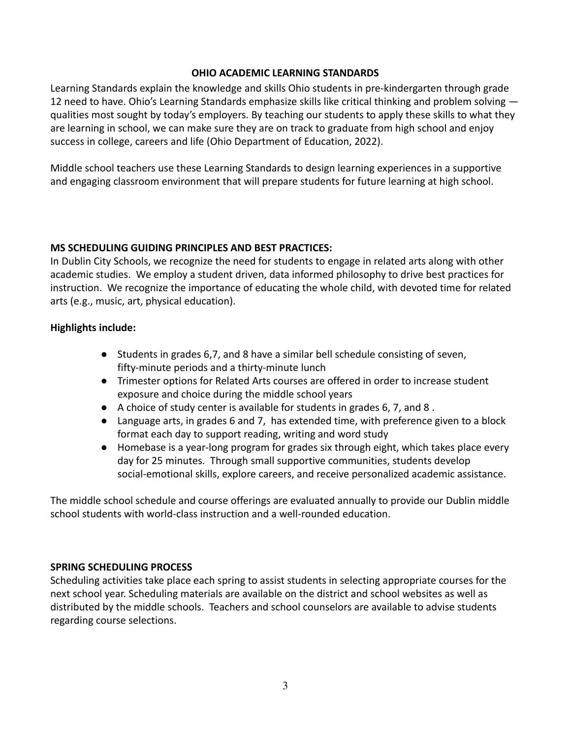## OHIO ACADEMIC LEARNING STANDARDS

Learning Standards explain the knowledge and skills Ohio students in pre-kindergarten through grade 12 need to have. Ohio's Learning Standards emphasize skills like critical thinking and problem solving — qualities most sought by today's employers. By teaching our students to apply these skills to what they are learning in school, we can make sure they are on track to graduate from high school and enjoy success in college, careers and life (Ohio Department of Education, 2022).

Middle school teachers use these Learning Standards to design learning experiences in a supportive and engaging classroom environment that will prepare students for future learning at high school.

## MS SCHEDULING GUIDING PRINCIPLES AND BEST PRACTICES:

In Dublin City Schools, we recognize the need for students to engage in related arts along with other academic studies. We employ a student driven, data informed philosophy to drive best practices for instruction. We recognize the importance of educating the whole child, with devoted time for related arts (e.g., music, art, physical education).

**Highlights include:**

- Students in grades 6,7, and 8 have a similar bell schedule consisting of seven, fifty-minute periods and a thirty-minute lunch
- Trimester options for Related Arts courses are offered in order to increase student exposure and choice during the middle school years
- A choice of study center is available for students in grades 6, 7, and 8 .
- Language arts, in grades 6 and 7, has extended time, with preference given to a block format each day to support reading, writing and word study
- Homebase is a year-long program for grades six through eight, which takes place every day for 25 minutes. Through small supportive communities, students develop social-emotional skills, explore careers, and receive personalized academic assistance.

The middle school schedule and course offerings are evaluated annually to provide our Dublin middle school students with world-class instruction and a well-rounded education.

## SPRING SCHEDULING PROCESS

Scheduling activities take place each spring to assist students in selecting appropriate courses for the next school year. Scheduling materials are available on the district and school websites as well as distributed by the middle schools. Teachers and school counselors are available to advise students regarding course selections.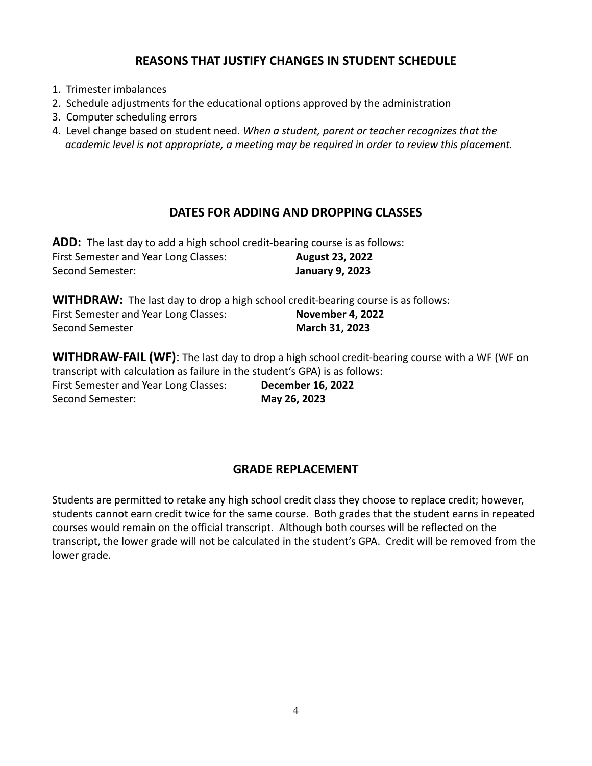## REASONS THAT JUSTIFY CHANGES IN STUDENT SCHEDULE

1. Trimester imbalances
2. Schedule adjustments for the educational options approved by the administration
3. Computer scheduling errors
4. Level change based on student need. *When a student, parent or teacher recognizes that the academic level is not appropriate, a meeting may be required in order to review this placement.*

## DATES FOR ADDING AND DROPPING CLASSES

**ADD:** The last day to add a high school credit-bearing course is as follows:

First Semester and Year Long Classes: **August 23, 2022**
Second Semester: **January 9, 2023**

**WITHDRAW:** The last day to drop a high school credit-bearing course is as follows:

First Semester and Year Long Classes: **November 4, 2022**
Second Semester **March 31, 2023**

**WITHDRAW-FAIL (WF)**: The last day to drop a high school credit-bearing course with a WF (WF on transcript with calculation as failure in the student's GPA) is as follows:

First Semester and Year Long Classes: **December 16, 2022**
Second Semester: **May 26, 2023**

## GRADE REPLACEMENT

Students are permitted to retake any high school credit class they choose to replace credit; however, students cannot earn credit twice for the same course. Both grades that the student earns in repeated courses would remain on the official transcript. Although both courses will be reflected on the transcript, the lower grade will not be calculated in the student's GPA. Credit will be removed from the lower grade.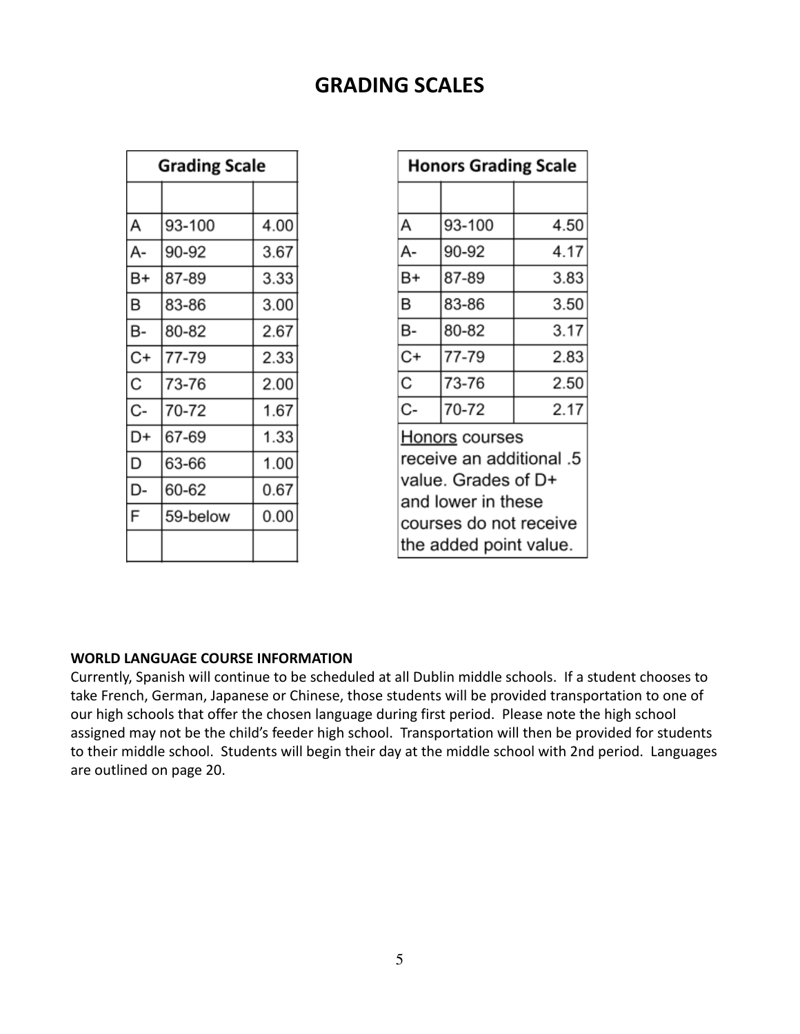# GRADING SCALES

| Grading Scale | | |
|---|---|---|
| | | |
| A | 93-100 | 4.00 |
| A- | 90-92 | 3.67 |
| B+ | 87-89 | 3.33 |
| B | 83-86 | 3.00 |
| B- | 80-82 | 2.67 |
| C+ | 77-79 | 2.33 |
| C | 73-76 | 2.00 |
| C- | 70-72 | 1.67 |
| D+ | 67-69 | 1.33 |
| D | 63-66 | 1.00 |
| D- | 60-62 | 0.67 |
| F | 59-below | 0.00 |
| | | |

| Honors Grading Scale | | |
|---|---|---|
| | | |
| A | 93-100 | 4.50 |
| A- | 90-92 | 4.17 |
| B+ | 87-89 | 3.83 |
| B | 83-86 | 3.50 |
| B- | 80-82 | 3.17 |
| C+ | 77-79 | 2.83 |
| C | 73-76 | 2.50 |
| C- | 70-72 | 2.17 |
| Honors courses receive an additional .5 value. Grades of D+ and lower in these courses do not receive the added point value. | | |

**WORLD LANGUAGE COURSE INFORMATION**

Currently, Spanish will continue to be scheduled at all Dublin middle schools. If a student chooses to take French, German, Japanese or Chinese, those students will be provided transportation to one of our high schools that offer the chosen language during first period. Please note the high school assigned may not be the child's feeder high school. Transportation will then be provided for students to their middle school. Students will begin their day at the middle school with 2nd period. Languages are outlined on page 20.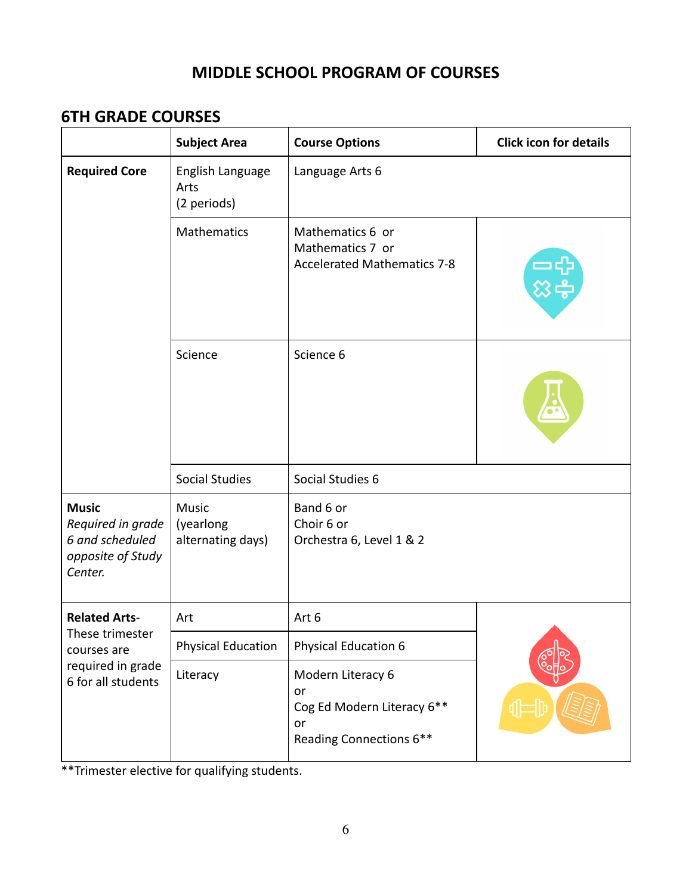# MIDDLE SCHOOL PROGRAM OF COURSES

## 6TH GRADE COURSES

| | Subject Area | Course Options | Click icon for details |
|---|---|---|---|
| **Required Core** | English Language Arts (2 periods) | Language Arts 6 | |
| | Mathematics | Mathematics 6 or<br>Mathematics 7 or<br>Accelerated Mathematics 7-8 | |
| | Science | Science 6 | |
| | Social Studies | Social Studies 6 | |
| **Music** *Required in grade 6 and scheduled opposite of Study Center.* | Music (yearlong alternating days) | Band 6 or<br>Choir 6 or<br>Orchestra 6, Level 1 & 2 | |
| **Related Arts-** These trimester courses are required in grade 6 for all students | Art | Art 6 | |
| | Physical Education | Physical Education 6 | |
| | Literacy | Modern Literacy 6<br>or<br>Cog Ed Modern Literacy 6**<br>or<br>Reading Connections 6** | |

**Trimester elective for qualifying students.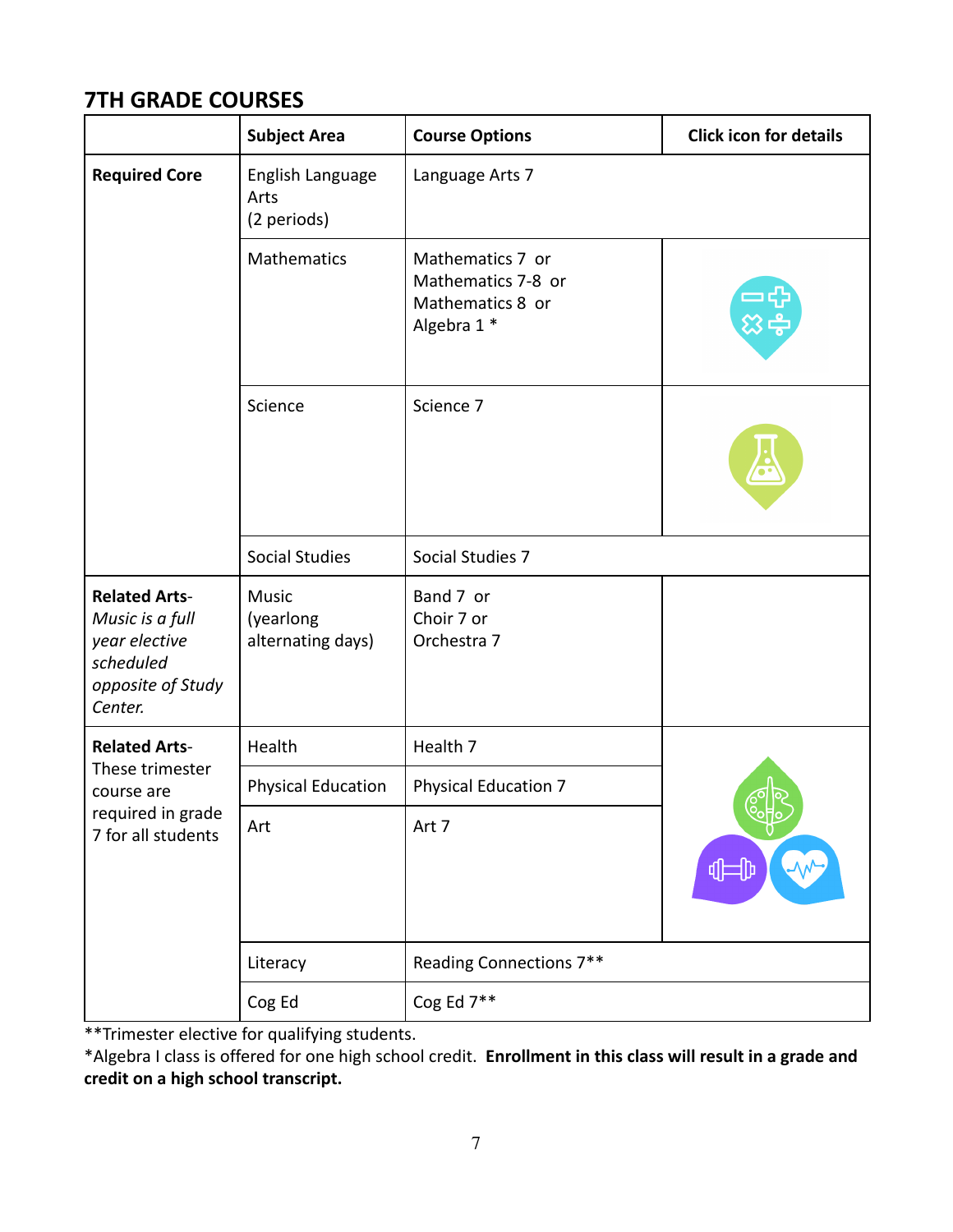## 7TH GRADE COURSES

| | Subject Area | Course Options | Click icon for details |
|---|---|---|---|
| **Required Core** | English Language Arts (2 periods) | Language Arts 7 | |
| | Mathematics | Mathematics 7 or Mathematics 7-8 or Mathematics 8 or Algebra 1 * | |
| | Science | Science 7 | |
| | Social Studies | Social Studies 7 | |
| **Related Arts**- *Music is a full year elective scheduled opposite of Study Center.* | Music (yearlong alternating days) | Band 7 or Choir 7 or Orchestra 7 | |
| **Related Arts**- These trimester course are required in grade 7 for all students | Health | Health 7 | |
| | Physical Education | Physical Education 7 | |
| | Art | Art 7 | |
| | Literacy | Reading Connections 7** | |
| | Cog Ed | Cog Ed 7** | |

**Trimester elective for qualifying students.

*Algebra I class is offered for one high school credit. **Enrollment in this class will result in a grade and credit on a high school transcript.**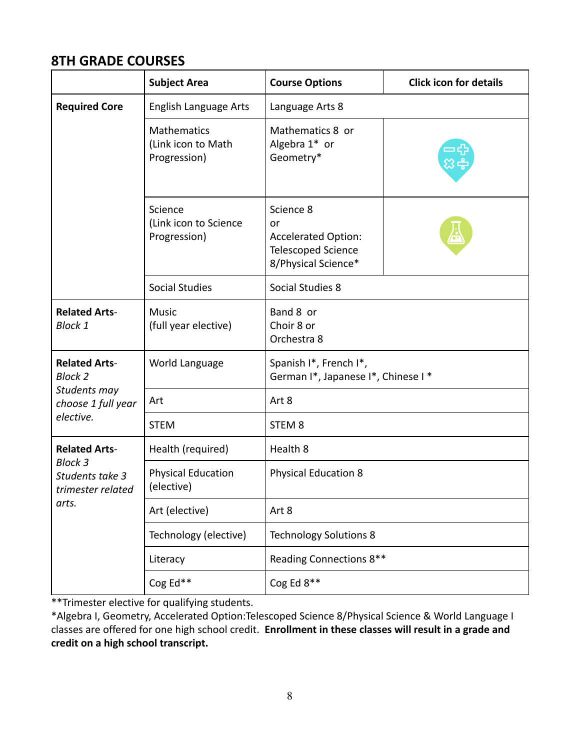## 8TH GRADE COURSES

| | Subject Area | Course Options | Click icon for details |
|---|---|---|---|
| **Required Core** | English Language Arts | Language Arts 8 | |
| | Mathematics (Link icon to Math Progression) | Mathematics 8 or Algebra 1* or Geometry* | |
| | Science (Link icon to Science Progression) | Science 8 or Accelerated Option: Telescoped Science 8/Physical Science* | |
| | Social Studies | Social Studies 8 | |
| **Related Arts-** *Block 1* | Music (full year elective) | Band 8 or Choir 8 or Orchestra 8 | |
| **Related Arts-** *Block 2 Students may choose 1 full year elective.* | World Language | Spanish I*, French I*, German I*, Japanese I*, Chinese I * | |
| | Art | Art 8 | |
| | STEM | STEM 8 | |
| **Related Arts-** *Block 3 Students take 3 trimester related arts.* | Health (required) | Health 8 | |
| | Physical Education (elective) | Physical Education 8 | |
| | Art (elective) | Art 8 | |
| | Technology (elective) | Technology Solutions 8 | |
| | Literacy | Reading Connections 8** | |
| | Cog Ed** | Cog Ed 8** | |

**Trimester elective for qualifying students.

*Algebra I, Geometry, Accelerated Option:Telescoped Science 8/Physical Science & World Language I classes are offered for one high school credit. **Enrollment in these classes will result in a grade and credit on a high school transcript.**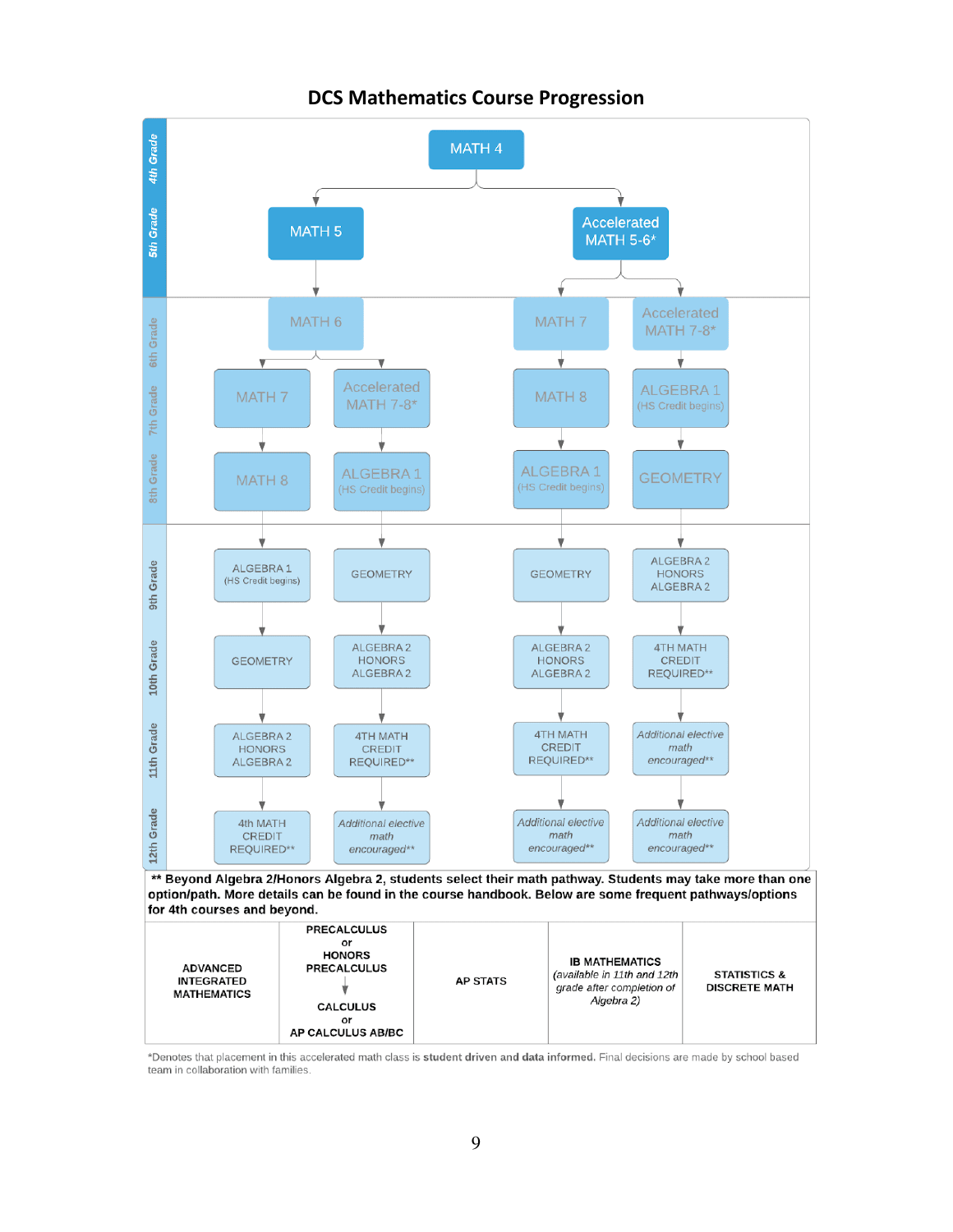# DCS Mathematics Course Progression

| Grade | Path A | Path B | Path C | Path D |
|---|---|---|---|---|
| 4th Grade | MATH 4 | MATH 4 | MATH 4 | MATH 4 |
| 5th Grade | MATH 5 | MATH 5 | Accelerated MATH 5-6* | Accelerated MATH 5-6* |
| 6th Grade | MATH 6 | MATH 6 | MATH 7 | Accelerated MATH 7-8* |
| 7th Grade | MATH 7 | Accelerated MATH 7-8* | MATH 8 | ALGEBRA 1 (HS Credit begins) |
| 8th Grade | MATH 8 | ALGEBRA 1 (HS Credit begins) | ALGEBRA 1 (HS Credit begins) | GEOMETRY |
| 9th Grade | ALGEBRA 1 (HS Credit begins) | GEOMETRY | GEOMETRY | ALGEBRA 2 HONORS ALGEBRA 2 |
| 10th Grade | GEOMETRY | ALGEBRA 2 HONORS ALGEBRA 2 | ALGEBRA 2 HONORS ALGEBRA 2 | 4TH MATH CREDIT REQUIRED** |
| 11th Grade | ALGEBRA 2 HONORS ALGEBRA 2 | 4TH MATH CREDIT REQUIRED** | 4TH MATH CREDIT REQUIRED** | *Additional elective math encouraged*** |
| 12th Grade | 4th MATH CREDIT REQUIRED** | *Additional elective math encouraged*** | *Additional elective math encouraged*** | *Additional elective math encouraged*** |

**** Beyond Algebra 2/Honors Algebra 2, students select their math pathway. Students may take more than one option/path. More details can be found in the course handbook. Below are some frequent pathways/options for 4th courses and beyond.**

| ADVANCED INTEGRATED MATHEMATICS | PRECALCULUS or HONORS PRECALCULUS → CALCULUS or AP CALCULUS AB/BC | AP STATS | IB MATHEMATICS *(available in 11th and 12th grade after completion of Algebra 2)* | STATISTICS & DISCRETE MATH |
|---|---|---|---|---|

*Denotes that placement in this accelerated math class is **student driven and data informed.** Final decisions are made by school based team in collaboration with families.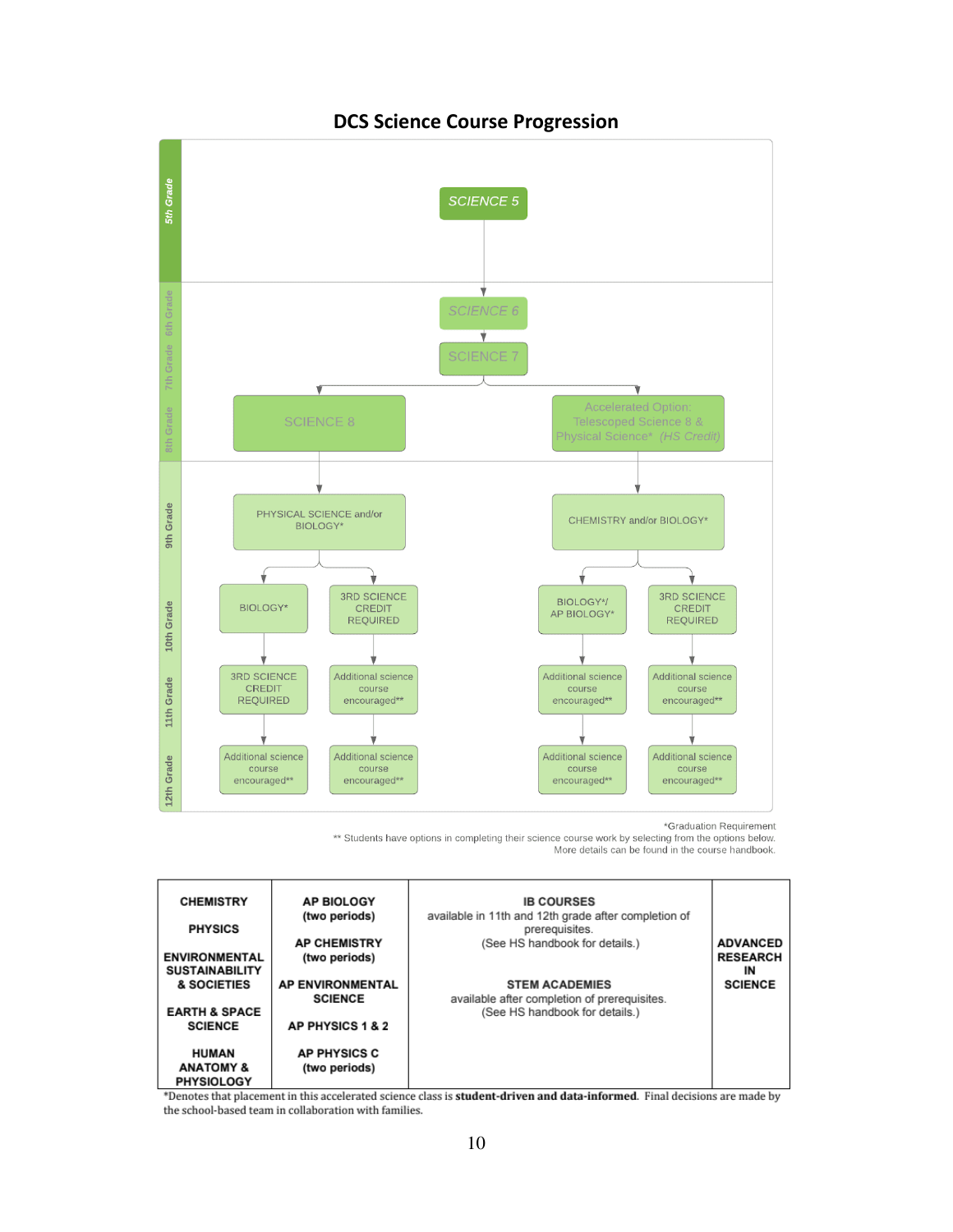# DCS Science Course Progression

**5th Grade**
- SCIENCE 5

**6th Grade**
- SCIENCE 6

**7th Grade**
- SCIENCE 7

**8th Grade**
- SCIENCE 8
- Accelerated Option: Telescoped Science 8 & Physical Science* *(HS Credit)*

**9th Grade**
- PHYSICAL SCIENCE and/or BIOLOGY* (following SCIENCE 8)
- CHEMISTRY and/or BIOLOGY* (following Accelerated Option)

**10th Grade**
- Following PHYSICAL SCIENCE and/or BIOLOGY*: BIOLOGY* or 3RD SCIENCE CREDIT REQUIRED
- Following CHEMISTRY and/or BIOLOGY*: BIOLOGY*/ AP BIOLOGY* or 3RD SCIENCE CREDIT REQUIRED

**11th Grade**
- After BIOLOGY* (left path): 3RD SCIENCE CREDIT REQUIRED
- After 3RD SCIENCE CREDIT REQUIRED (left path): Additional science course encouraged**
- After BIOLOGY*/ AP BIOLOGY*: Additional science course encouraged**
- After 3RD SCIENCE CREDIT REQUIRED (right path): Additional science course encouraged**

**12th Grade**
- All paths: Additional science course encouraged**

*Graduation Requirement

** Students have options in completing their science course work by selecting from the options below. More details can be found in the course handbook.

| | | | |
|---|---|---|---|
| **CHEMISTRY**<br><br>**PHYSICS**<br><br>**ENVIRONMENTAL SUSTAINABILITY & SOCIETIES**<br><br>**EARTH & SPACE SCIENCE**<br><br>**HUMAN ANATOMY & PHYSIOLOGY** | **AP BIOLOGY (two periods)**<br><br>**AP CHEMISTRY (two periods)**<br><br>**AP ENVIRONMENTAL SCIENCE**<br><br>**AP PHYSICS 1 & 2**<br><br>**AP PHYSICS C (two periods)** | **IB COURSES**<br>available in 11th and 12th grade after completion of prerequisites.<br>(See HS handbook for details.)<br><br>**STEM ACADEMIES**<br>available after completion of prerequisites.<br>(See HS handbook for details.) | **ADVANCED RESEARCH IN SCIENCE** |

*Denotes that placement in this accelerated science class is **student-driven and data-informed**. Final decisions are made by the school-based team in collaboration with families.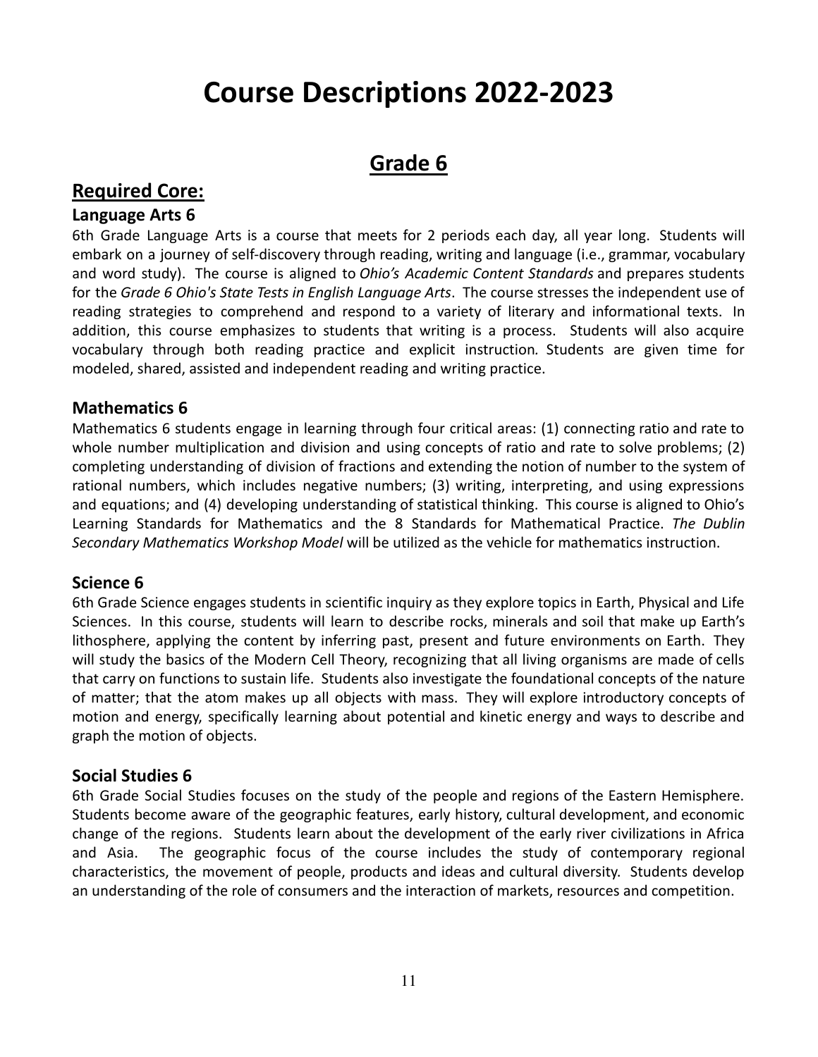# Course Descriptions 2022-2023

## Grade 6

## Required Core:

### Language Arts 6

6th Grade Language Arts is a course that meets for 2 periods each day, all year long. Students will embark on a journey of self-discovery through reading, writing and language (i.e., grammar, vocabulary and word study). The course is aligned to *Ohio's Academic Content Standards* and prepares students for the *Grade 6 Ohio's State Tests in English Language Arts*. The course stresses the independent use of reading strategies to comprehend and respond to a variety of literary and informational texts. In addition, this course emphasizes to students that writing is a process. Students will also acquire vocabulary through both reading practice and explicit instruction. Students are given time for modeled, shared, assisted and independent reading and writing practice.

### Mathematics 6

Mathematics 6 students engage in learning through four critical areas: (1) connecting ratio and rate to whole number multiplication and division and using concepts of ratio and rate to solve problems; (2) completing understanding of division of fractions and extending the notion of number to the system of rational numbers, which includes negative numbers; (3) writing, interpreting, and using expressions and equations; and (4) developing understanding of statistical thinking. This course is aligned to Ohio's Learning Standards for Mathematics and the 8 Standards for Mathematical Practice. *The Dublin Secondary Mathematics Workshop Model* will be utilized as the vehicle for mathematics instruction.

### Science 6

6th Grade Science engages students in scientific inquiry as they explore topics in Earth, Physical and Life Sciences. In this course, students will learn to describe rocks, minerals and soil that make up Earth's lithosphere, applying the content by inferring past, present and future environments on Earth. They will study the basics of the Modern Cell Theory, recognizing that all living organisms are made of cells that carry on functions to sustain life. Students also investigate the foundational concepts of the nature of matter; that the atom makes up all objects with mass. They will explore introductory concepts of motion and energy, specifically learning about potential and kinetic energy and ways to describe and graph the motion of objects.

### Social Studies 6

6th Grade Social Studies focuses on the study of the people and regions of the Eastern Hemisphere. Students become aware of the geographic features, early history, cultural development, and economic change of the regions. Students learn about the development of the early river civilizations in Africa and Asia. The geographic focus of the course includes the study of contemporary regional characteristics, the movement of people, products and ideas and cultural diversity. Students develop an understanding of the role of consumers and the interaction of markets, resources and competition.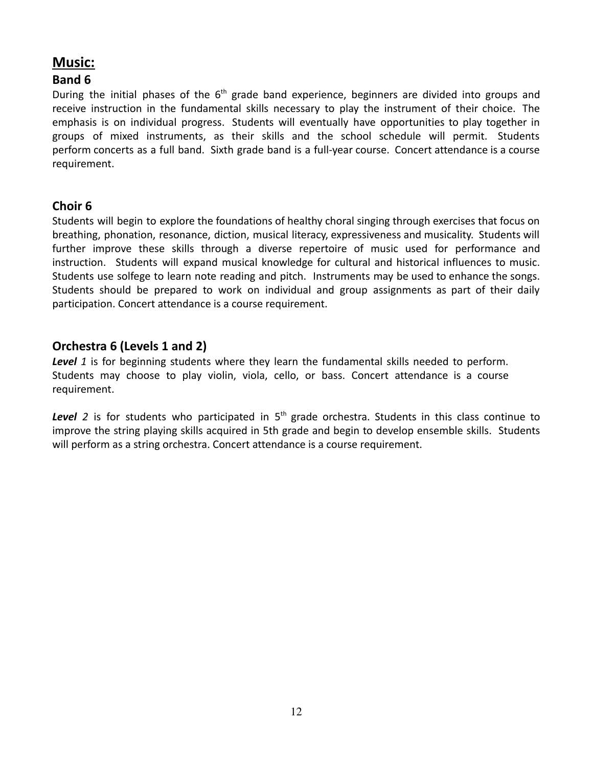# Music:

## Band 6

During the initial phases of the 6th grade band experience, beginners are divided into groups and receive instruction in the fundamental skills necessary to play the instrument of their choice. The emphasis is on individual progress. Students will eventually have opportunities to play together in groups of mixed instruments, as their skills and the school schedule will permit. Students perform concerts as a full band. Sixth grade band is a full-year course. Concert attendance is a course requirement.

## Choir 6

Students will begin to explore the foundations of healthy choral singing through exercises that focus on breathing, phonation, resonance, diction, musical literacy, expressiveness and musicality. Students will further improve these skills through a diverse repertoire of music used for performance and instruction. Students will expand musical knowledge for cultural and historical influences to music. Students use solfege to learn note reading and pitch. Instruments may be used to enhance the songs. Students should be prepared to work on individual and group assignments as part of their daily participation. Concert attendance is a course requirement.

## Orchestra 6 (Levels 1 and 2)

***Level** 1* is for beginning students where they learn the fundamental skills needed to perform. Students may choose to play violin, viola, cello, or bass. Concert attendance is a course requirement.

***Level** 2* is for students who participated in 5th grade orchestra. Students in this class continue to improve the string playing skills acquired in 5th grade and begin to develop ensemble skills. Students will perform as a string orchestra. Concert attendance is a course requirement.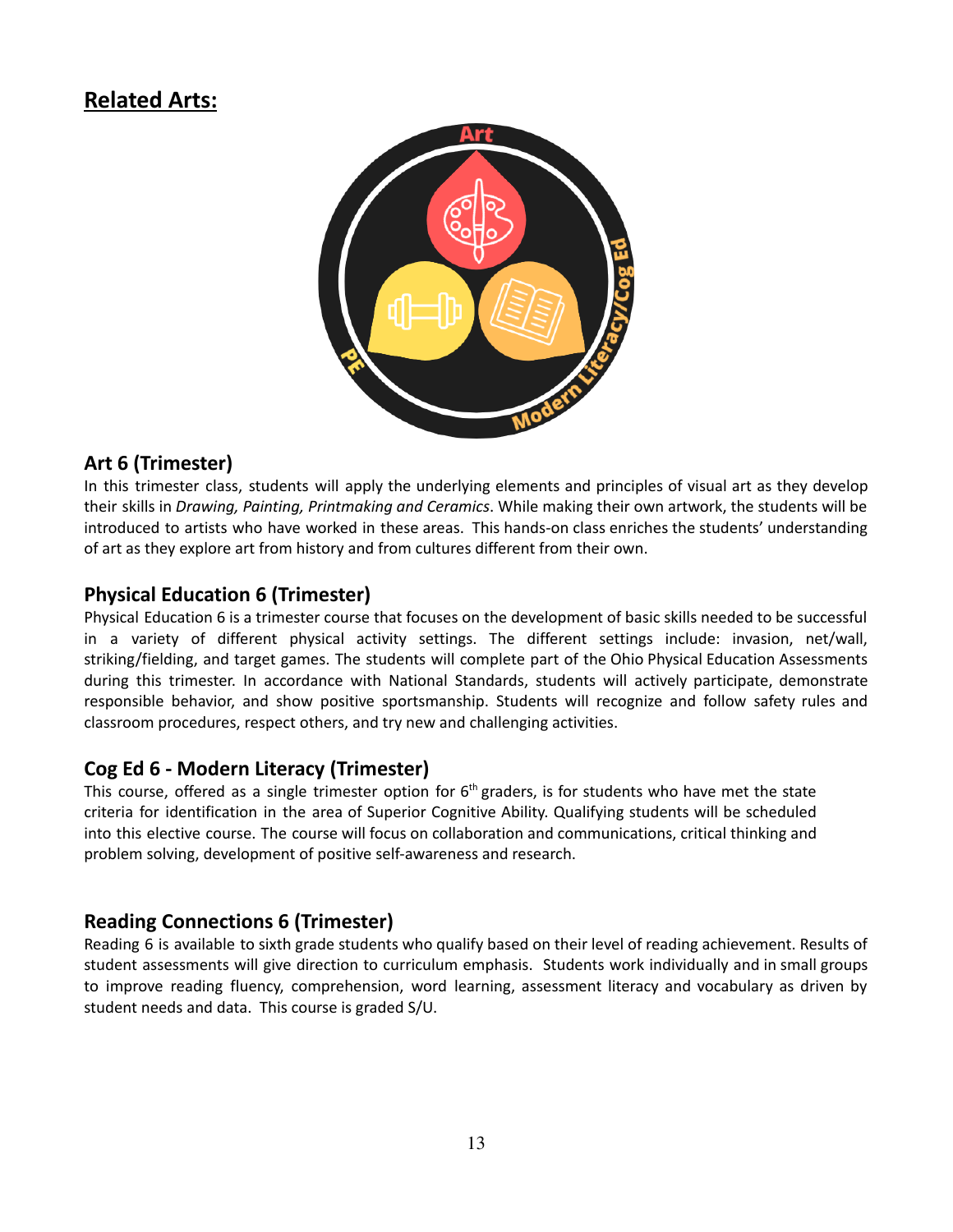## Related Arts:

### Art 6 (Trimester)

In this trimester class, students will apply the underlying elements and principles of visual art as they develop their skills in *Drawing, Painting, Printmaking and Ceramics*. While making their own artwork, the students will be introduced to artists who have worked in these areas. This hands-on class enriches the students' understanding of art as they explore art from history and from cultures different from their own.

### Physical Education 6 (Trimester)

Physical Education 6 is a trimester course that focuses on the development of basic skills needed to be successful in a variety of different physical activity settings. The different settings include: invasion, net/wall, striking/fielding, and target games. The students will complete part of the Ohio Physical Education Assessments during this trimester. In accordance with National Standards, students will actively participate, demonstrate responsible behavior, and show positive sportsmanship. Students will recognize and follow safety rules and classroom procedures, respect others, and try new and challenging activities.

### Cog Ed 6 - Modern Literacy (Trimester)

This course, offered as a single trimester option for 6th graders, is for students who have met the state criteria for identification in the area of Superior Cognitive Ability. Qualifying students will be scheduled into this elective course. The course will focus on collaboration and communications, critical thinking and problem solving, development of positive self-awareness and research.

### Reading Connections 6 (Trimester)

Reading 6 is available to sixth grade students who qualify based on their level of reading achievement. Results of student assessments will give direction to curriculum emphasis. Students work individually and in small groups to improve reading fluency, comprehension, word learning, assessment literacy and vocabulary as driven by student needs and data. This course is graded S/U.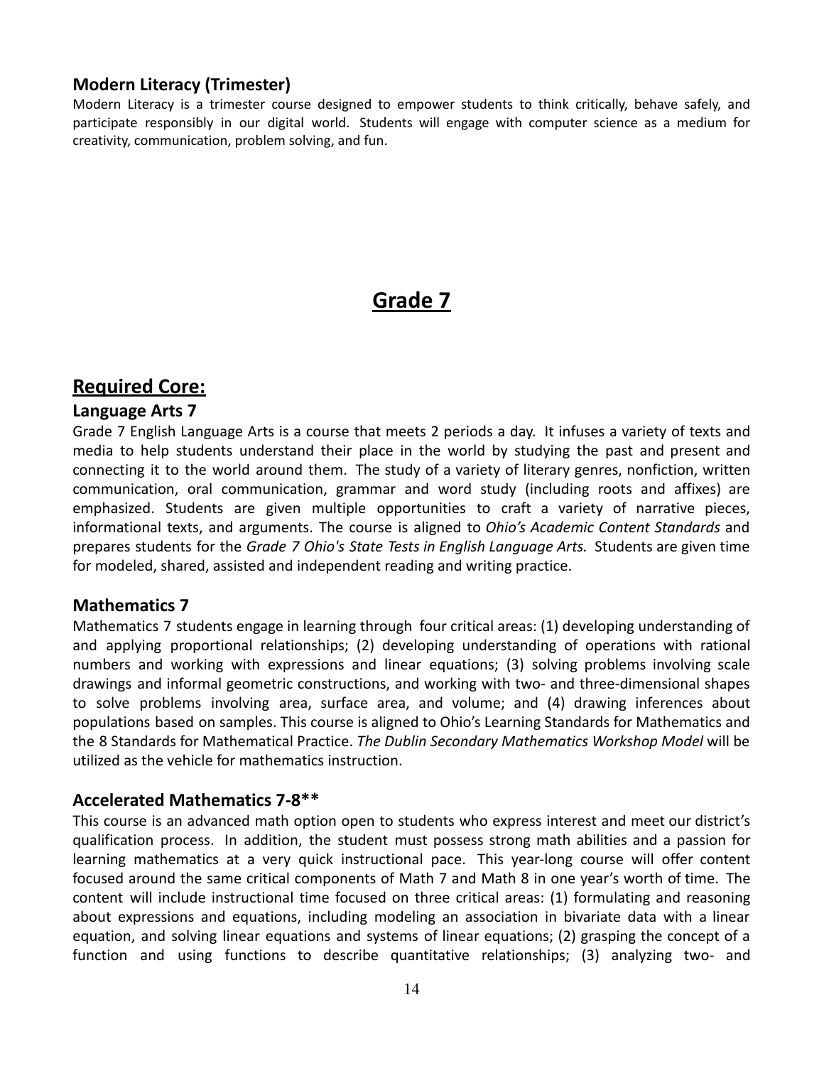### Modern Literacy (Trimester)

Modern Literacy is a trimester course designed to empower students to think critically, behave safely, and participate responsibly in our digital world. Students will engage with computer science as a medium for creativity, communication, problem solving, and fun.

# Grade 7

## Required Core:

### Language Arts 7

Grade 7 English Language Arts is a course that meets 2 periods a day. It infuses a variety of texts and media to help students understand their place in the world by studying the past and present and connecting it to the world around them. The study of a variety of literary genres, nonfiction, written communication, oral communication, grammar and word study (including roots and affixes) are emphasized. Students are given multiple opportunities to craft a variety of narrative pieces, informational texts, and arguments. The course is aligned to *Ohio's Academic Content Standards* and prepares students for the *Grade 7 Ohio's State Tests in English Language Arts.* Students are given time for modeled, shared, assisted and independent reading and writing practice.

### Mathematics 7

Mathematics 7 students engage in learning through four critical areas: (1) developing understanding of and applying proportional relationships; (2) developing understanding of operations with rational numbers and working with expressions and linear equations; (3) solving problems involving scale drawings and informal geometric constructions, and working with two- and three-dimensional shapes to solve problems involving area, surface area, and volume; and (4) drawing inferences about populations based on samples. This course is aligned to Ohio's Learning Standards for Mathematics and the 8 Standards for Mathematical Practice. *The Dublin Secondary Mathematics Workshop Model* will be utilized as the vehicle for mathematics instruction.

### Accelerated Mathematics 7-8**

This course is an advanced math option open to students who express interest and meet our district's qualification process. In addition, the student must possess strong math abilities and a passion for learning mathematics at a very quick instructional pace. This year-long course will offer content focused around the same critical components of Math 7 and Math 8 in one year's worth of time. The content will include instructional time focused on three critical areas: (1) formulating and reasoning about expressions and equations, including modeling an association in bivariate data with a linear equation, and solving linear equations and systems of linear equations; (2) grasping the concept of a function and using functions to describe quantitative relationships; (3) analyzing two- and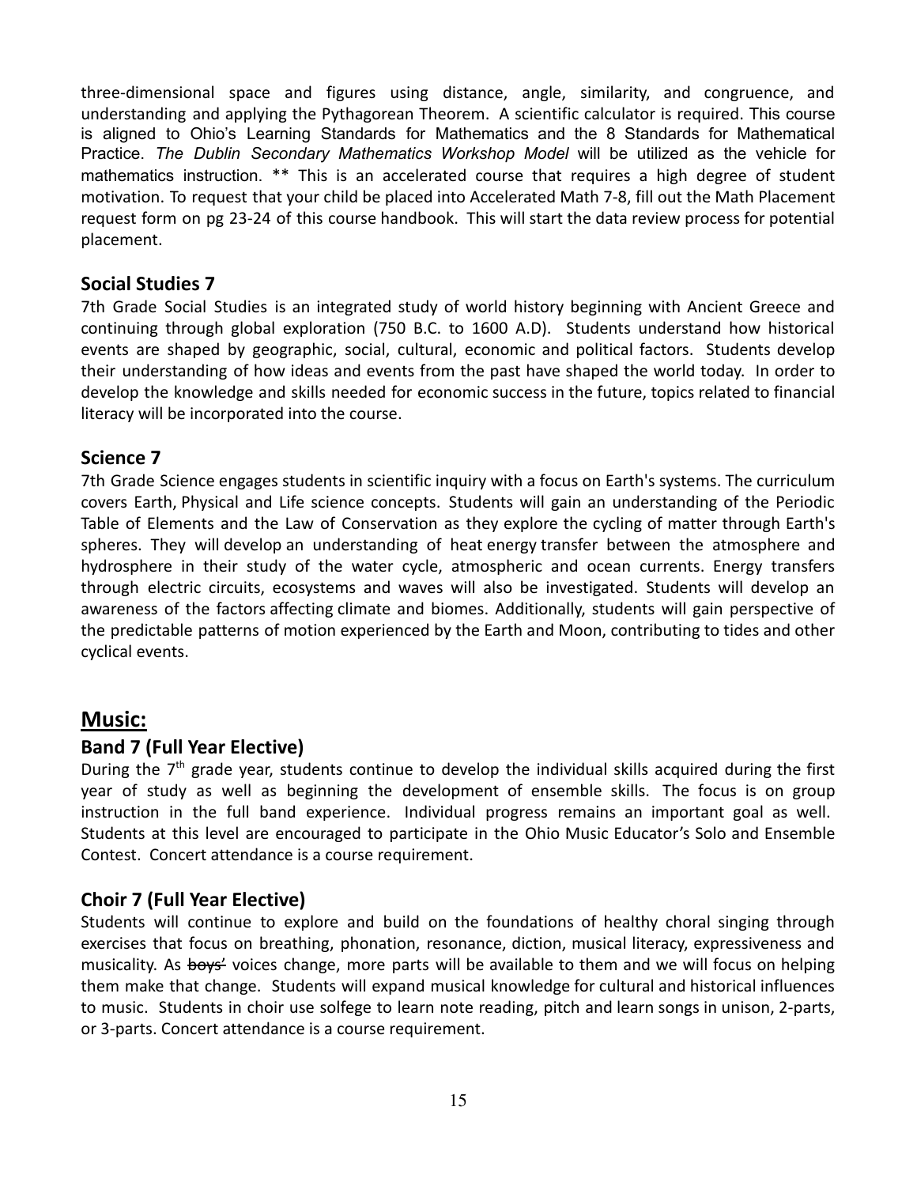three-dimensional space and figures using distance, angle, similarity, and congruence, and understanding and applying the Pythagorean Theorem. A scientific calculator is required. This course is aligned to Ohio's Learning Standards for Mathematics and the 8 Standards for Mathematical Practice. *The Dublin Secondary Mathematics Workshop Model* will be utilized as the vehicle for mathematics instruction. ** This is an accelerated course that requires a high degree of student motivation. To request that your child be placed into Accelerated Math 7-8, fill out the Math Placement request form on pg 23-24 of this course handbook. This will start the data review process for potential placement.

### Social Studies 7

7th Grade Social Studies is an integrated study of world history beginning with Ancient Greece and continuing through global exploration (750 B.C. to 1600 A.D). Students understand how historical events are shaped by geographic, social, cultural, economic and political factors. Students develop their understanding of how ideas and events from the past have shaped the world today. In order to develop the knowledge and skills needed for economic success in the future, topics related to financial literacy will be incorporated into the course.

### Science 7

7th Grade Science engages students in scientific inquiry with a focus on Earth's systems. The curriculum covers Earth, Physical and Life science concepts. Students will gain an understanding of the Periodic Table of Elements and the Law of Conservation as they explore the cycling of matter through Earth's spheres. They will develop an understanding of heat energy transfer between the atmosphere and hydrosphere in their study of the water cycle, atmospheric and ocean currents. Energy transfers through electric circuits, ecosystems and waves will also be investigated. Students will develop an awareness of the factors affecting climate and biomes. Additionally, students will gain perspective of the predictable patterns of motion experienced by the Earth and Moon, contributing to tides and other cyclical events.

## Music:

### Band 7 (Full Year Elective)

During the 7th grade year, students continue to develop the individual skills acquired during the first year of study as well as beginning the development of ensemble skills. The focus is on group instruction in the full band experience. Individual progress remains an important goal as well. Students at this level are encouraged to participate in the Ohio Music Educator's Solo and Ensemble Contest. Concert attendance is a course requirement.

### Choir 7 (Full Year Elective)

Students will continue to explore and build on the foundations of healthy choral singing through exercises that focus on breathing, phonation, resonance, diction, musical literacy, expressiveness and musicality. As ~~boys'~~ voices change, more parts will be available to them and we will focus on helping them make that change. Students will expand musical knowledge for cultural and historical influences to music. Students in choir use solfege to learn note reading, pitch and learn songs in unison, 2-parts, or 3-parts. Concert attendance is a course requirement.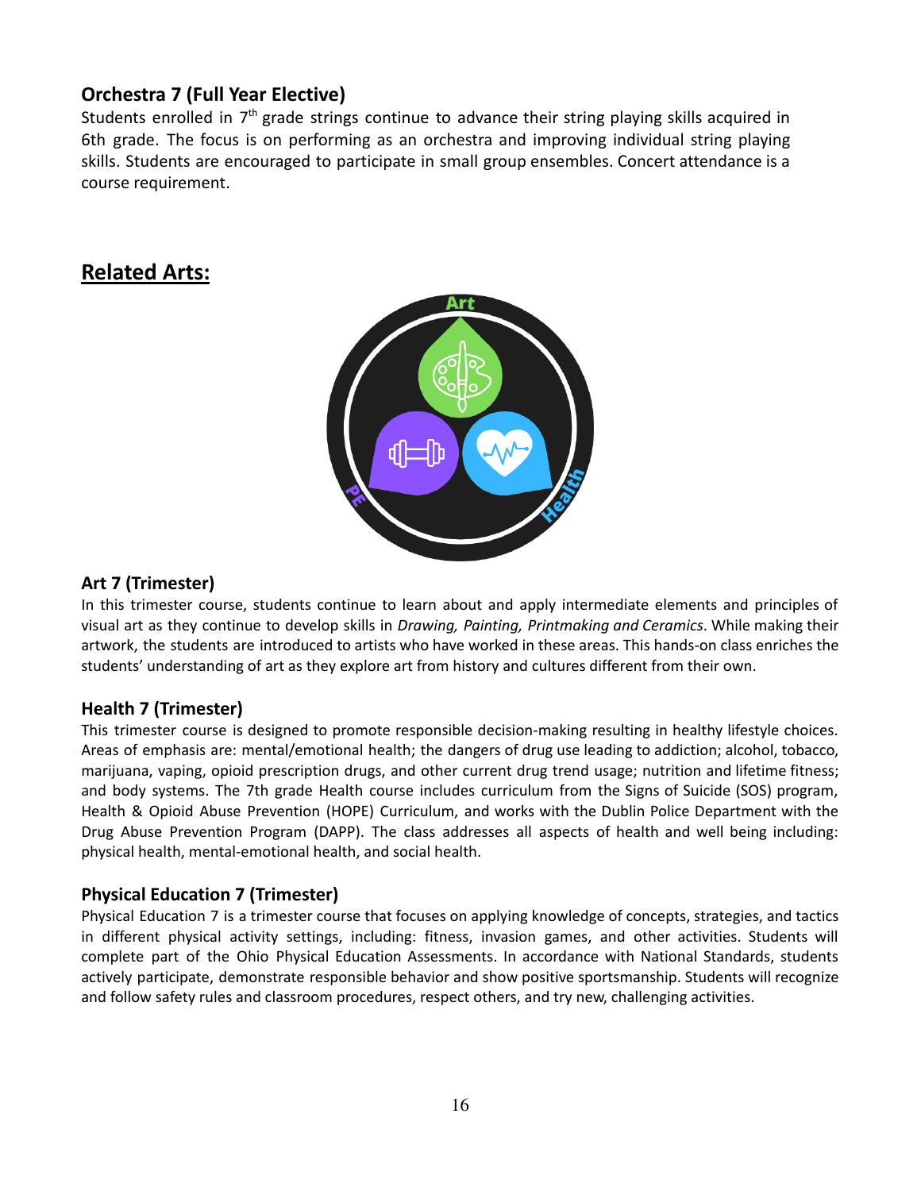### Orchestra 7 (Full Year Elective)

Students enrolled in 7th grade strings continue to advance their string playing skills acquired in 6th grade. The focus is on performing as an orchestra and improving individual string playing skills. Students are encouraged to participate in small group ensembles. Concert attendance is a course requirement.

## Related Arts:

### Art 7 (Trimester)

In this trimester course, students continue to learn about and apply intermediate elements and principles of visual art as they continue to develop skills in *Drawing, Painting, Printmaking and Ceramics*. While making their artwork, the students are introduced to artists who have worked in these areas. This hands-on class enriches the students' understanding of art as they explore art from history and cultures different from their own.

### Health 7 (Trimester)

This trimester course is designed to promote responsible decision-making resulting in healthy lifestyle choices. Areas of emphasis are: mental/emotional health; the dangers of drug use leading to addiction; alcohol, tobacco, marijuana, vaping, opioid prescription drugs, and other current drug trend usage; nutrition and lifetime fitness; and body systems. The 7th grade Health course includes curriculum from the Signs of Suicide (SOS) program, Health & Opioid Abuse Prevention (HOPE) Curriculum, and works with the Dublin Police Department with the Drug Abuse Prevention Program (DAPP). The class addresses all aspects of health and well being including: physical health, mental-emotional health, and social health.

### Physical Education 7 (Trimester)

Physical Education 7 is a trimester course that focuses on applying knowledge of concepts, strategies, and tactics in different physical activity settings, including: fitness, invasion games, and other activities. Students will complete part of the Ohio Physical Education Assessments. In accordance with National Standards, students actively participate, demonstrate responsible behavior and show positive sportsmanship. Students will recognize and follow safety rules and classroom procedures, respect others, and try new, challenging activities.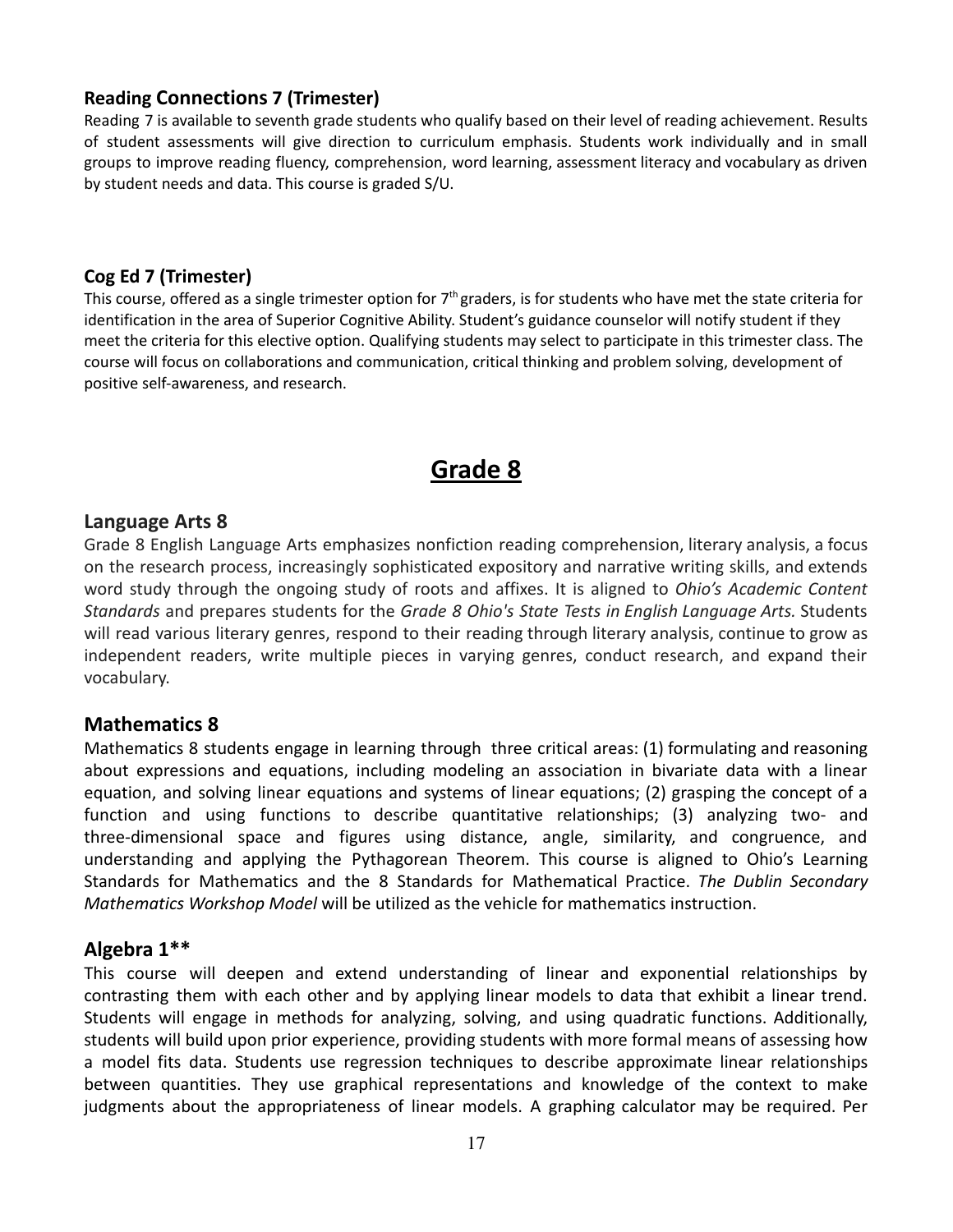### Reading Connections 7 (Trimester)

Reading 7 is available to seventh grade students who qualify based on their level of reading achievement. Results of student assessments will give direction to curriculum emphasis. Students work individually and in small groups to improve reading fluency, comprehension, word learning, assessment literacy and vocabulary as driven by student needs and data. This course is graded S/U.

### Cog Ed 7 (Trimester)

This course, offered as a single trimester option for 7th graders, is for students who have met the state criteria for identification in the area of Superior Cognitive Ability. Student's guidance counselor will notify student if they meet the criteria for this elective option. Qualifying students may select to participate in this trimester class. The course will focus on collaborations and communication, critical thinking and problem solving, development of positive self-awareness, and research.

# Grade 8

### Language Arts 8

Grade 8 English Language Arts emphasizes nonfiction reading comprehension, literary analysis, a focus on the research process, increasingly sophisticated expository and narrative writing skills, and extends word study through the ongoing study of roots and affixes. It is aligned to *Ohio's Academic Content Standards* and prepares students for the *Grade 8 Ohio's State Tests in English Language Arts.* Students will read various literary genres, respond to their reading through literary analysis, continue to grow as independent readers, write multiple pieces in varying genres, conduct research, and expand their vocabulary.

### Mathematics 8

Mathematics 8 students engage in learning through three critical areas: (1) formulating and reasoning about expressions and equations, including modeling an association in bivariate data with a linear equation, and solving linear equations and systems of linear equations; (2) grasping the concept of a function and using functions to describe quantitative relationships; (3) analyzing two- and three-dimensional space and figures using distance, angle, similarity, and congruence, and understanding and applying the Pythagorean Theorem. This course is aligned to Ohio's Learning Standards for Mathematics and the 8 Standards for Mathematical Practice. *The Dublin Secondary Mathematics Workshop Model* will be utilized as the vehicle for mathematics instruction.

### Algebra 1**

This course will deepen and extend understanding of linear and exponential relationships by contrasting them with each other and by applying linear models to data that exhibit a linear trend. Students will engage in methods for analyzing, solving, and using quadratic functions. Additionally, students will build upon prior experience, providing students with more formal means of assessing how a model fits data. Students use regression techniques to describe approximate linear relationships between quantities. They use graphical representations and knowledge of the context to make judgments about the appropriateness of linear models. A graphing calculator may be required. Per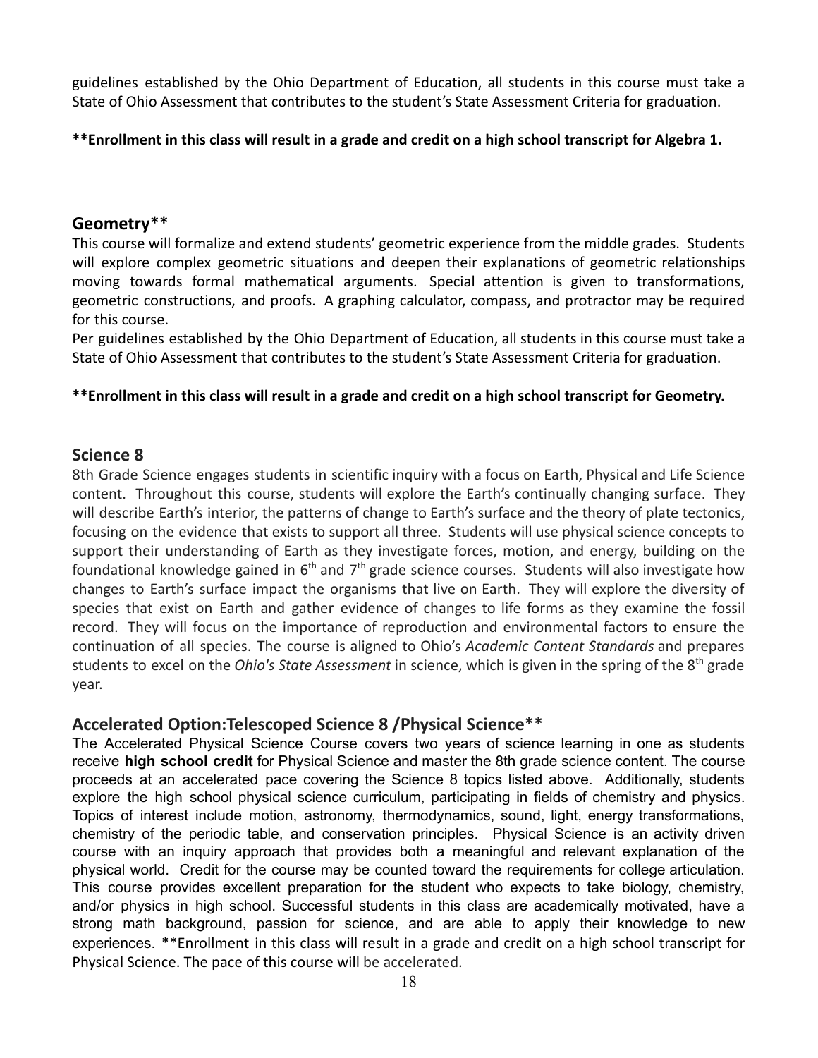guidelines established by the Ohio Department of Education, all students in this course must take a State of Ohio Assessment that contributes to the student's State Assessment Criteria for graduation.

**\*\*Enrollment in this class will result in a grade and credit on a high school transcript for Algebra 1.**

## Geometry**

This course will formalize and extend students' geometric experience from the middle grades. Students will explore complex geometric situations and deepen their explanations of geometric relationships moving towards formal mathematical arguments. Special attention is given to transformations, geometric constructions, and proofs. A graphing calculator, compass, and protractor may be required for this course.

Per guidelines established by the Ohio Department of Education, all students in this course must take a State of Ohio Assessment that contributes to the student's State Assessment Criteria for graduation.

**\*\*Enrollment in this class will result in a grade and credit on a high school transcript for Geometry.**

## Science 8

8th Grade Science engages students in scientific inquiry with a focus on Earth, Physical and Life Science content. Throughout this course, students will explore the Earth's continually changing surface. They will describe Earth's interior, the patterns of change to Earth's surface and the theory of plate tectonics, focusing on the evidence that exists to support all three. Students will use physical science concepts to support their understanding of Earth as they investigate forces, motion, and energy, building on the foundational knowledge gained in 6th and 7th grade science courses. Students will also investigate how changes to Earth's surface impact the organisms that live on Earth. They will explore the diversity of species that exist on Earth and gather evidence of changes to life forms as they examine the fossil record. They will focus on the importance of reproduction and environmental factors to ensure the continuation of all species. The course is aligned to Ohio's *Academic Content Standards* and prepares students to excel on the *Ohio's State Assessment* in science, which is given in the spring of the 8th grade year.

## Accelerated Option:Telescoped Science 8 /Physical Science**

The Accelerated Physical Science Course covers two years of science learning in one as students receive **high school credit** for Physical Science and master the 8th grade science content. The course proceeds at an accelerated pace covering the Science 8 topics listed above. Additionally, students explore the high school physical science curriculum, participating in fields of chemistry and physics. Topics of interest include motion, astronomy, thermodynamics, sound, light, energy transformations, chemistry of the periodic table, and conservation principles. Physical Science is an activity driven course with an inquiry approach that provides both a meaningful and relevant explanation of the physical world. Credit for the course may be counted toward the requirements for college articulation. This course provides excellent preparation for the student who expects to take biology, chemistry, and/or physics in high school. Successful students in this class are academically motivated, have a strong math background, passion for science, and are able to apply their knowledge to new experiences. **Enrollment in this class will result in a grade and credit on a high school transcript for Physical Science. The pace of this course will be accelerated.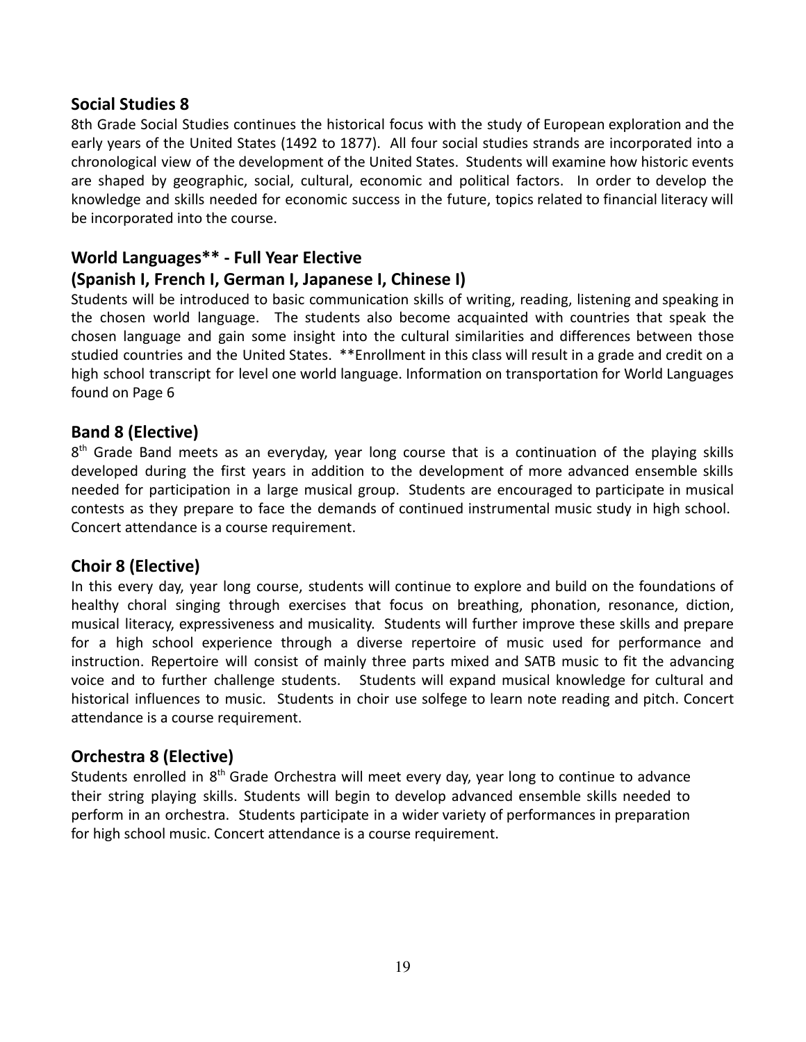## Social Studies 8

8th Grade Social Studies continues the historical focus with the study of European exploration and the early years of the United States (1492 to 1877). All four social studies strands are incorporated into a chronological view of the development of the United States. Students will examine how historic events are shaped by geographic, social, cultural, economic and political factors. In order to develop the knowledge and skills needed for economic success in the future, topics related to financial literacy will be incorporated into the course.

## World Languages** - Full Year Elective
## (Spanish I, French I, German I, Japanese I, Chinese I)

Students will be introduced to basic communication skills of writing, reading, listening and speaking in the chosen world language. The students also become acquainted with countries that speak the chosen language and gain some insight into the cultural similarities and differences between those studied countries and the United States. **Enrollment in this class will result in a grade and credit on a high school transcript for level one world language. Information on transportation for World Languages found on Page 6

## Band 8 (Elective)

8th Grade Band meets as an everyday, year long course that is a continuation of the playing skills developed during the first years in addition to the development of more advanced ensemble skills needed for participation in a large musical group. Students are encouraged to participate in musical contests as they prepare to face the demands of continued instrumental music study in high school. Concert attendance is a course requirement.

## Choir 8 (Elective)

In this every day, year long course, students will continue to explore and build on the foundations of healthy choral singing through exercises that focus on breathing, phonation, resonance, diction, musical literacy, expressiveness and musicality. Students will further improve these skills and prepare for a high school experience through a diverse repertoire of music used for performance and instruction. Repertoire will consist of mainly three parts mixed and SATB music to fit the advancing voice and to further challenge students. Students will expand musical knowledge for cultural and historical influences to music. Students in choir use solfege to learn note reading and pitch. Concert attendance is a course requirement.

## Orchestra 8 (Elective)

Students enrolled in 8th Grade Orchestra will meet every day, year long to continue to advance their string playing skills. Students will begin to develop advanced ensemble skills needed to perform in an orchestra. Students participate in a wider variety of performances in preparation for high school music. Concert attendance is a course requirement.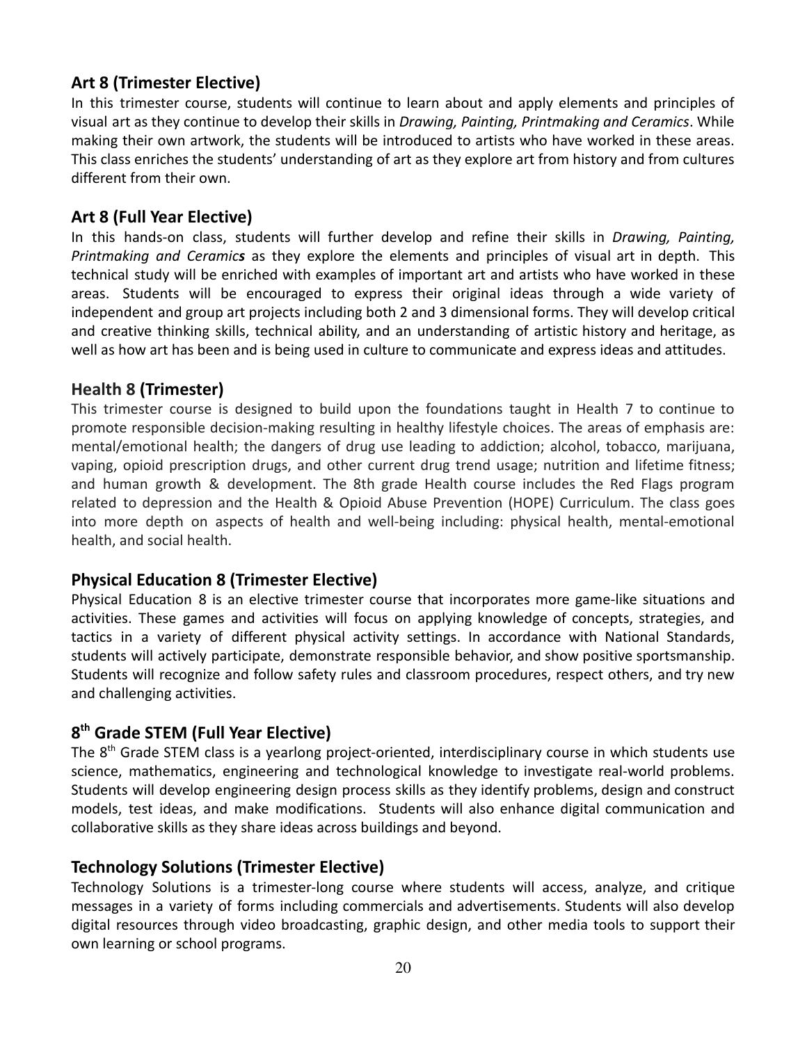## Art 8 (Trimester Elective)

In this trimester course, students will continue to learn about and apply elements and principles of visual art as they continue to develop their skills in *Drawing, Painting, Printmaking and Ceramics*. While making their own artwork, the students will be introduced to artists who have worked in these areas. This class enriches the students' understanding of art as they explore art from history and from cultures different from their own.

## Art 8 (Full Year Elective)

In this hands-on class, students will further develop and refine their skills in *Drawing, Painting, Printmaking and Ceramics* as they explore the elements and principles of visual art in depth. This technical study will be enriched with examples of important art and artists who have worked in these areas. Students will be encouraged to express their original ideas through a wide variety of independent and group art projects including both 2 and 3 dimensional forms. They will develop critical and creative thinking skills, technical ability, and an understanding of artistic history and heritage, as well as how art has been and is being used in culture to communicate and express ideas and attitudes.

## Health 8 (Trimester)

This trimester course is designed to build upon the foundations taught in Health 7 to continue to promote responsible decision-making resulting in healthy lifestyle choices. The areas of emphasis are: mental/emotional health; the dangers of drug use leading to addiction; alcohol, tobacco, marijuana, vaping, opioid prescription drugs, and other current drug trend usage; nutrition and lifetime fitness; and human growth & development. The 8th grade Health course includes the Red Flags program related to depression and the Health & Opioid Abuse Prevention (HOPE) Curriculum. The class goes into more depth on aspects of health and well-being including: physical health, mental-emotional health, and social health.

## Physical Education 8 (Trimester Elective)

Physical Education 8 is an elective trimester course that incorporates more game-like situations and activities. These games and activities will focus on applying knowledge of concepts, strategies, and tactics in a variety of different physical activity settings. In accordance with National Standards, students will actively participate, demonstrate responsible behavior, and show positive sportsmanship. Students will recognize and follow safety rules and classroom procedures, respect others, and try new and challenging activities.

## 8th Grade STEM (Full Year Elective)

The 8th Grade STEM class is a yearlong project-oriented, interdisciplinary course in which students use science, mathematics, engineering and technological knowledge to investigate real-world problems. Students will develop engineering design process skills as they identify problems, design and construct models, test ideas, and make modifications. Students will also enhance digital communication and collaborative skills as they share ideas across buildings and beyond.

## Technology Solutions (Trimester Elective)

Technology Solutions is a trimester-long course where students will access, analyze, and critique messages in a variety of forms including commercials and advertisements. Students will also develop digital resources through video broadcasting, graphic design, and other media tools to support their own learning or school programs.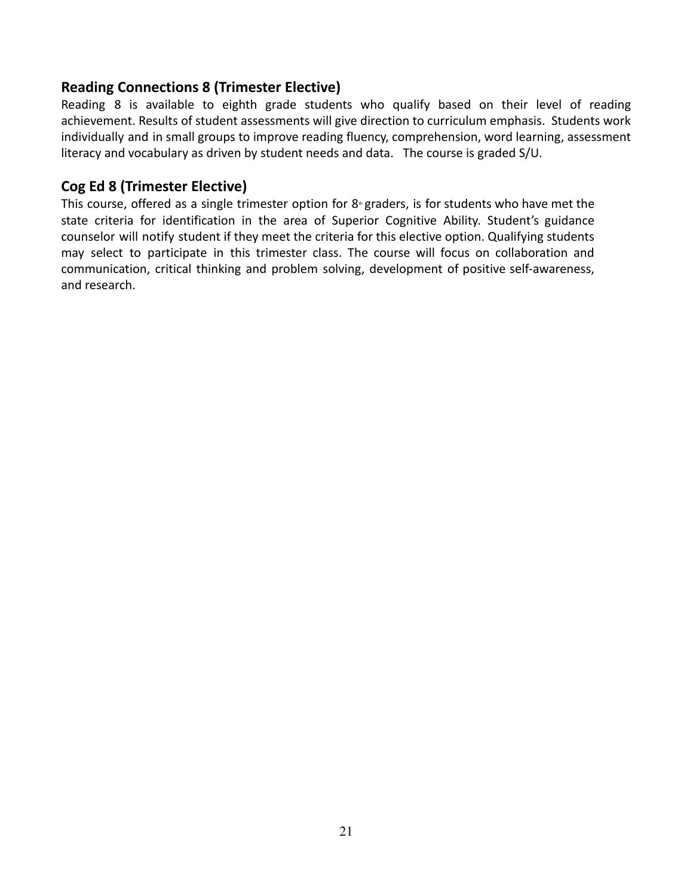## Reading Connections 8 (Trimester Elective)

Reading 8 is available to eighth grade students who qualify based on their level of reading achievement. Results of student assessments will give direction to curriculum emphasis. Students work individually and in small groups to improve reading fluency, comprehension, word learning, assessment literacy and vocabulary as driven by student needs and data. The course is graded S/U.

## Cog Ed 8 (Trimester Elective)

This course, offered as a single trimester option for 8th graders, is for students who have met the state criteria for identification in the area of Superior Cognitive Ability. Student's guidance counselor will notify student if they meet the criteria for this elective option. Qualifying students may select to participate in this trimester class. The course will focus on collaboration and communication, critical thinking and problem solving, development of positive self-awareness, and research.